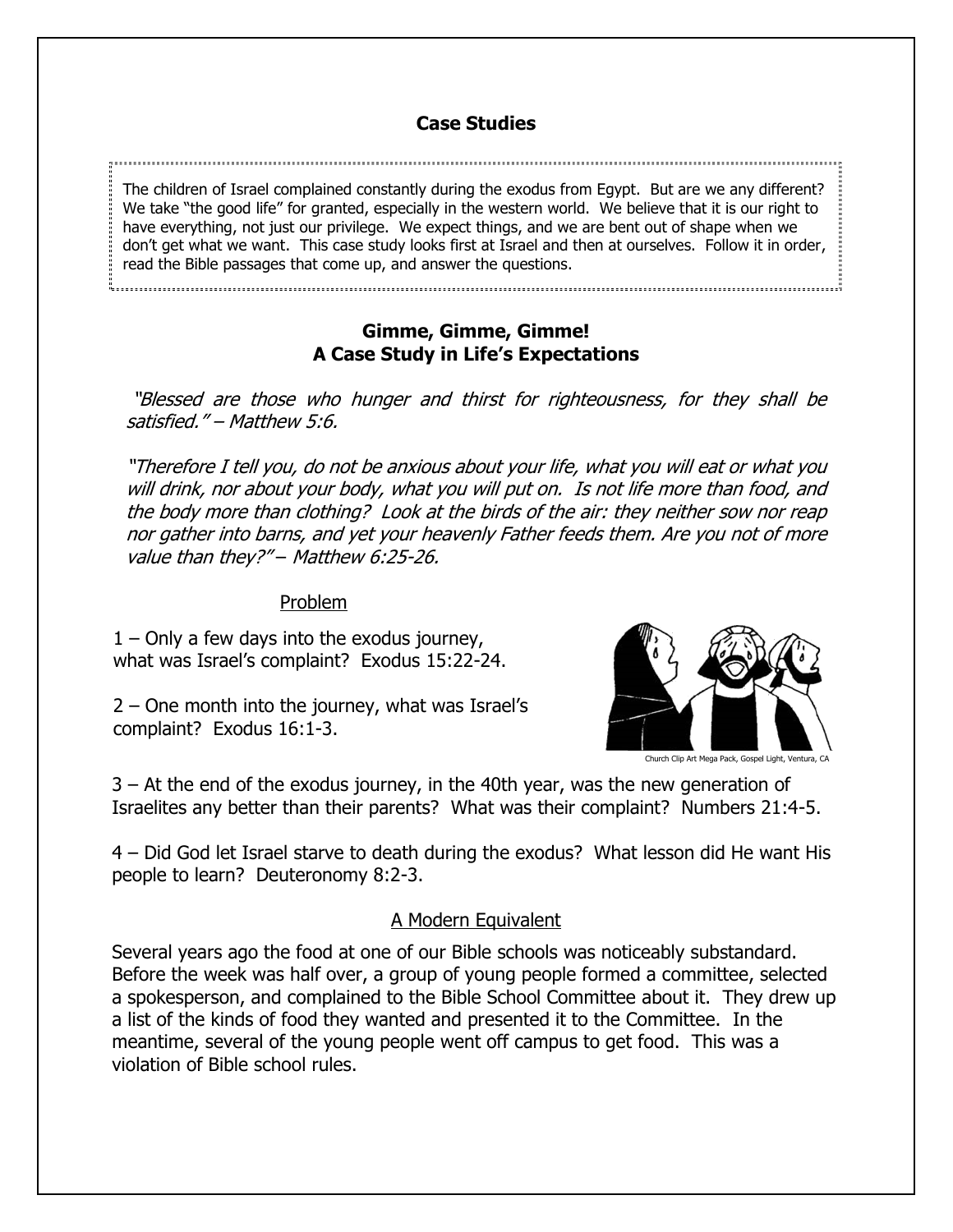## Case Studies

The children of Israel complained constantly during the exodus from Egypt. But are we any different? We take "the good life" for granted, especially in the western world. We believe that it is our right to have everything, not just our privilege. We expect things, and we are bent out of shape when we don't get what we want. This case study looks first at Israel and then at ourselves. Follow it in order, read the Bible passages that come up, and answer the questions.

## Gimme, Gimme, Gimme!
## A Case Study in Life's Expectations

*"Blessed are those who hunger and thirst for righteousness, for they shall be satisfied." – Matthew 5:6.*

*"Therefore I tell you, do not be anxious about your life, what you will eat or what you will drink, nor about your body, what you will put on. Is not life more than food, and the body more than clothing? Look at the birds of the air: they neither sow nor reap nor gather into barns, and yet your heavenly Father feeds them. Are you not of more value than they?" – Matthew 6:25-26.*

### Problem

1 – Only a few days into the exodus journey, what was Israel's complaint? Exodus 15:22-24.

2 – One month into the journey, what was Israel's complaint? Exodus 16:1-3.

Church Clip Art Mega Pack, Gospel Light, Ventura, CA

3 – At the end of the exodus journey, in the 40th year, was the new generation of Israelites any better than their parents? What was their complaint? Numbers 21:4-5.

4 – Did God let Israel starve to death during the exodus? What lesson did He want His people to learn? Deuteronomy 8:2-3.

### A Modern Equivalent

Several years ago the food at one of our Bible schools was noticeably substandard. Before the week was half over, a group of young people formed a committee, selected a spokesperson, and complained to the Bible School Committee about it. They drew up a list of the kinds of food they wanted and presented it to the Committee. In the meantime, several of the young people went off campus to get food. This was a violation of Bible school rules.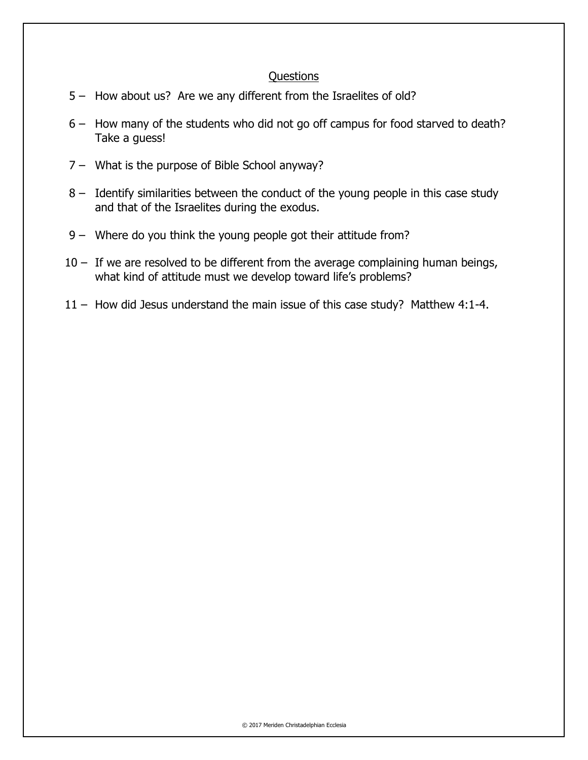## Questions

5 – How about us? Are we any different from the Israelites of old?

6 – How many of the students who did not go off campus for food starved to death? Take a guess!

7 – What is the purpose of Bible School anyway?

8 – Identify similarities between the conduct of the young people in this case study and that of the Israelites during the exodus.

9 – Where do you think the young people got their attitude from?

10 – If we are resolved to be different from the average complaining human beings, what kind of attitude must we develop toward life's problems?

11 – How did Jesus understand the main issue of this case study? Matthew 4:1-4.